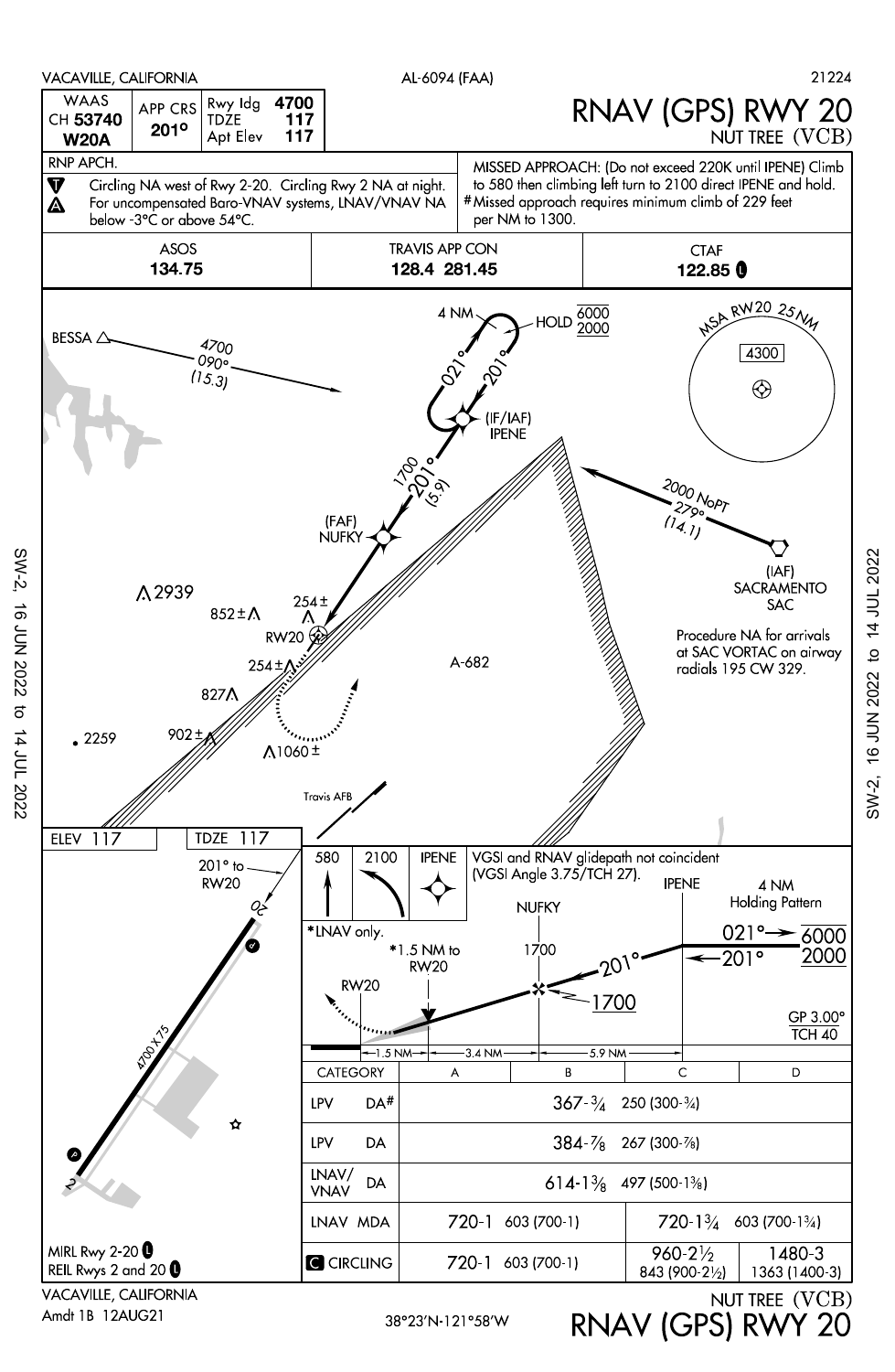VACAVILLE, CALIFORNIA — AL-6094 (FAA) — 21224

# RNAV (GPS) RWY 20

NUT TREE (VCB)

| WAAS CH 53740 W20A | APP CRS 201° | Rwy ldg 4700 / TDZE 117 / Apt Elev 117 |
|---|---|---|

RNP APCH.

Circling NA west of Rwy 2-20. Circling Rwy 2 NA at night. For uncompensated Baro-VNAV systems, LNAV/VNAV NA below -3°C or above 54°C.

MISSED APPROACH: (Do not exceed 220K until IPENE) Climb to 580 then climbing left turn to 2100 direct IPENE and hold.
# Missed approach requires minimum climb of 229 feet per NM to 1300.

| ASOS | TRAVIS APP CON | CTAF |
|---|---|---|
| 134.75 | 128.4 281.45 | 122.85 |

BESSA 4700 090° (15.3)

4 NM HOLD 6000/2000 — 021° 201°

(IF/IAF) IPENE

1700 201° (5.9)

(FAF) NUFKY

2000 NoPT 279° (14.1)

(IAF) SACRAMENTO SAC

Procedure NA for arrivals at SAC VORTAC on airway radials 195 CW 329.

MSA RW20 25 NM 4300

A-682

2939, 852±, 254±, RW20, 254±, 827, 2259, 902±, 1060±, Travis AFB

ELEV 117 — TDZE 117

201° to RW20

4700 X 75

MIRL Rwy 2-20
REIL Rwys 2 and 20

580 — 2100 — IPENE

VGSI and RNAV glidepath not coincident (VGSI Angle 3.75/TCH 27).

*LNAV only. *1.5 NM to RW20

NUFKY 1700 — IPENE — 4 NM Holding Pattern 021° 6000 / 201° 2000

201° 1700

GP 3.00° TCH 40

RW20 ←1.5 NM→←3.4 NM→←5.9 NM→

| CATEGORY | A | B | C | D |
|---|---|---|---|---|
| LPV DA# | 367-3/4 250 (300-3/4) | | | |
| LPV DA | 384-7/8 267 (300-7/8) | | | |
| LNAV/VNAV DA | 614-1 3/8 497 (500-1 3/8) | | | |
| LNAV MDA | 720-1 603 (700-1) | | 720-1 3/4 603 (700-1 3/4) | |
| CIRCLING | 720-1 603 (700-1) | | 960-2 1/2 843 (900-2 1/2) | 1480-3 1363 (1400-3) |

VACAVILLE, CALIFORNIA
Amdt 1B 12AUG21

38°23'N-121°58'W

NUT TREE (VCB)
RNAV (GPS) RWY 20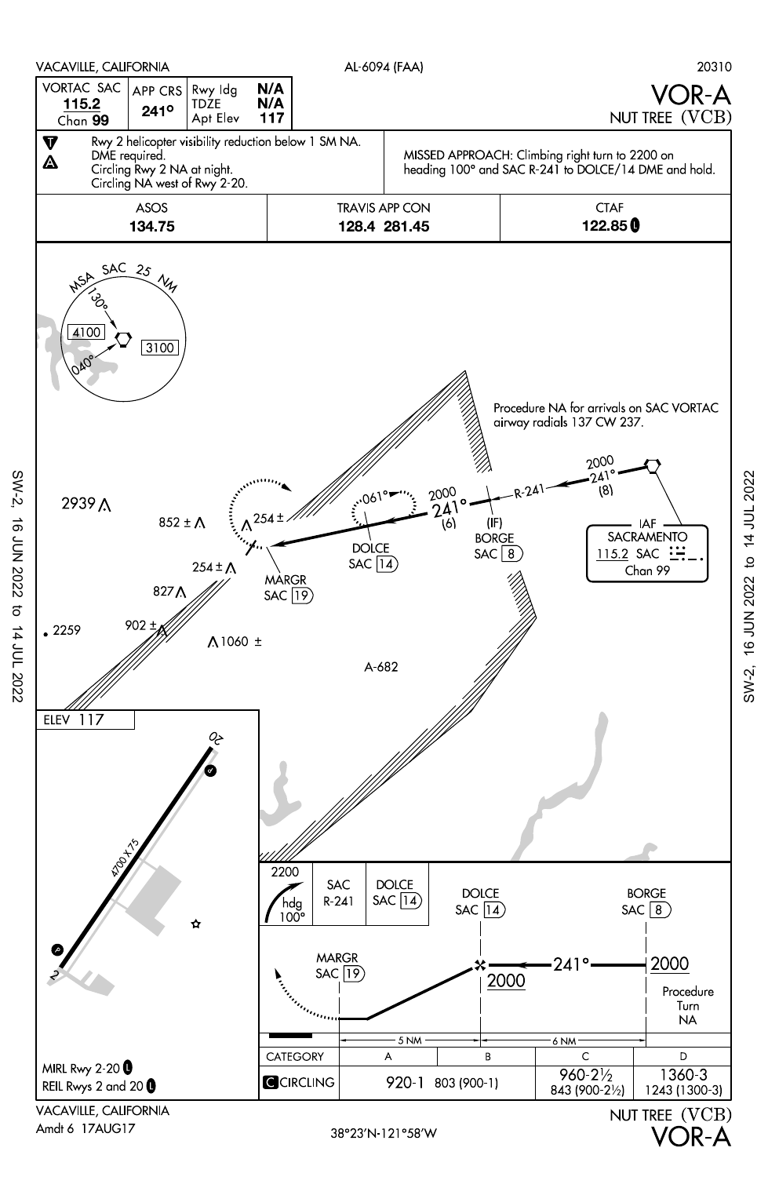VACAVILLE, CALIFORNIA — AL-6094 (FAA) — 20310

# VOR-A
## NUT TREE (VCB)

| VORTAC SAC | APP CRS | Rwy Idg | N/A |
|---|---|---|---|
| **115.2** Chan **99** | **241°** | TDZE | N/A |
| | | Apt Elev | 117 |

- Rwy 2 helicopter visibility reduction below 1 SM NA.
- DME required.
- Circling Rwy 2 NA at night.
- Circling NA west of Rwy 2-20.

MISSED APPROACH: Climbing right turn to 2200 on heading 100° and SAC R-241 to DOLCE/14 DME and hold.

| ASOS | TRAVIS APP CON | CTAF |
|---|---|---|
| **134.75** | **128.4 281.45** | **122.85** |

MSA SAC 25 NM: 130°–040° 4100; 040°–130° 3100

Procedure NA for arrivals on SAC VORTAC airway radials 137 CW 237.

IAF SACRAMENTO 115.2 SAC Chan 99

2000 241° (8) R-241

BORGE (IF) SAC 8 — 2000 241° (6)

DOLCE SAC 14 — 061°

MARGR SAC 19

2939, 852 ±, 254 ±, 254 ±, 827, 902 ±, 2259, 1060 ±, A-682

ELEV 117

4700 X 75

2200 hdg 100° — SAC R-241 — DOLCE SAC 14

DOLCE SAC 14 — BORGE SAC 8

MARGR SAC 19 — 2000 — 241° — 2000 — Procedure Turn NA

5 NM — 6 NM

| CATEGORY | A | B | C | D |
|---|---|---|---|---|
| CIRCLING | 920-1 803 (900-1) | | 960-2½ 843 (900-2½) | 1360-3 1243 (1300-3) |

MIRL Rwy 2-20
REIL Rwys 2 and 20

VACAVILLE, CALIFORNIA
Amdt 6 17AUG17

38°23′N-121°58′W

NUT TREE (VCB)
VOR-A